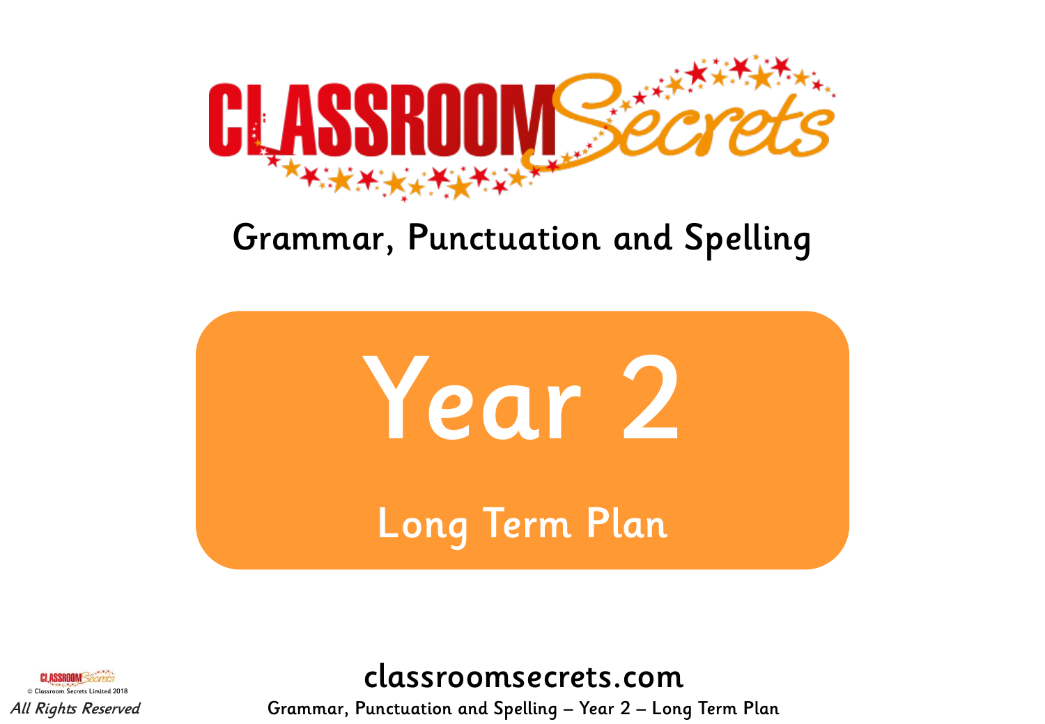# Grammar, Punctuation and Spelling

# Year 2

## Long Term Plan

classroomsecrets.com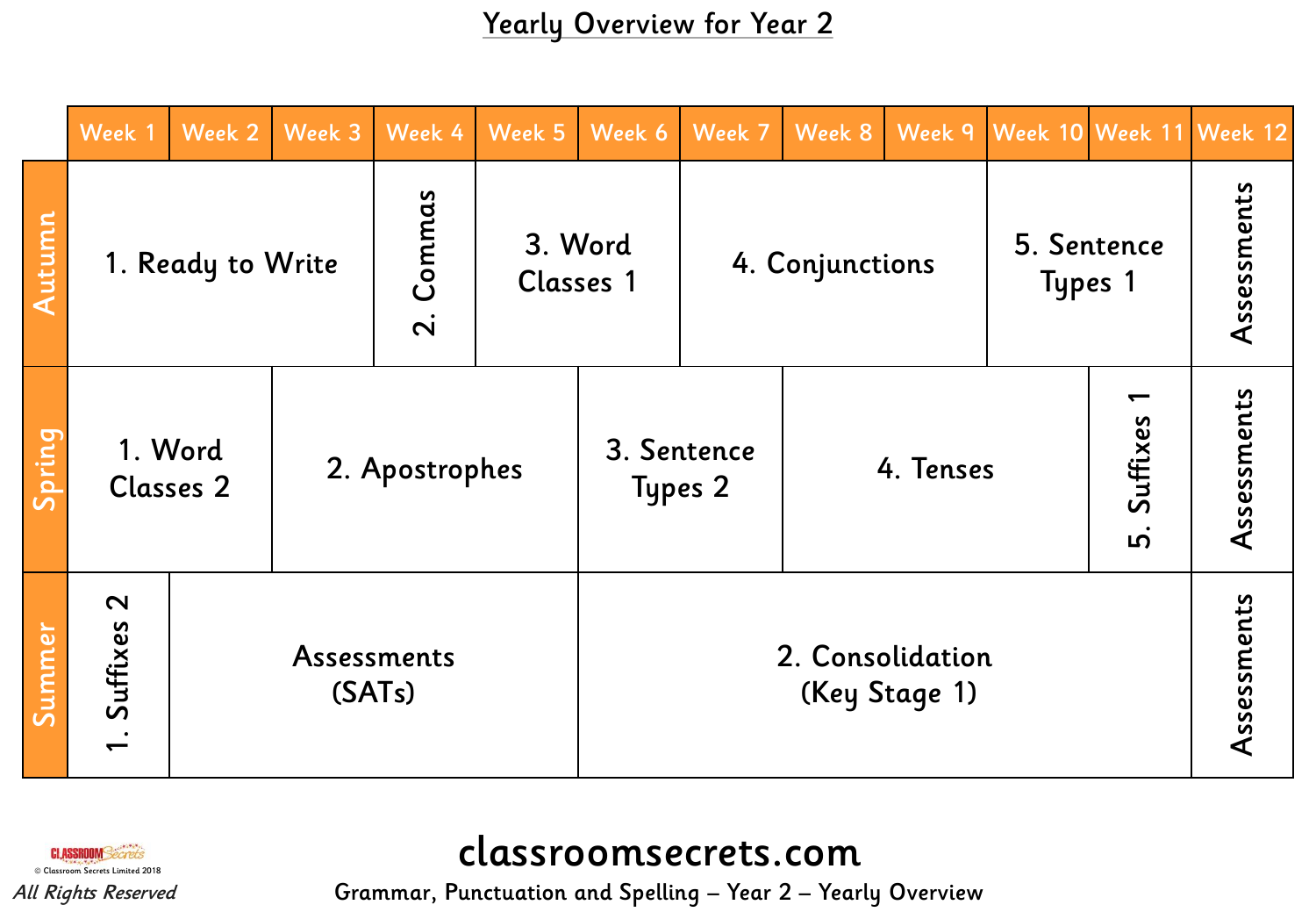# Yearly Overview for Year 2

| | Week 1 | Week 2 | Week 3 | Week 4 | Week 5 | Week 6 | Week 7 | Week 8 | Week 9 | Week 10 | Week 11 | Week 12 |
|---|---|---|---|---|---|---|---|---|---|---|---|---|
| Autumn | 1. Ready to Write | | | 2. Commas | 3. Word Classes 1 | | 4. Conjunctions | | | 5. Sentence Types 1 | | Assessments |
| Spring | 1. Word Classes 2 | | 2. Apostrophes | | | 3. Sentence Types 2 | | 4. Tenses | | | 5. Suffixes 1 | Assessments |
| Summer | 1. Suffixes 2 | Assessments (SATs) | | | | 2. Consolidation (Key Stage 1) | | | | | | Assessments |

© Classroom Secrets Limited 2018

*All Rights Reserved*

classroomsecrets.com

Grammar, Punctuation and Spelling – Year 2 – Yearly Overview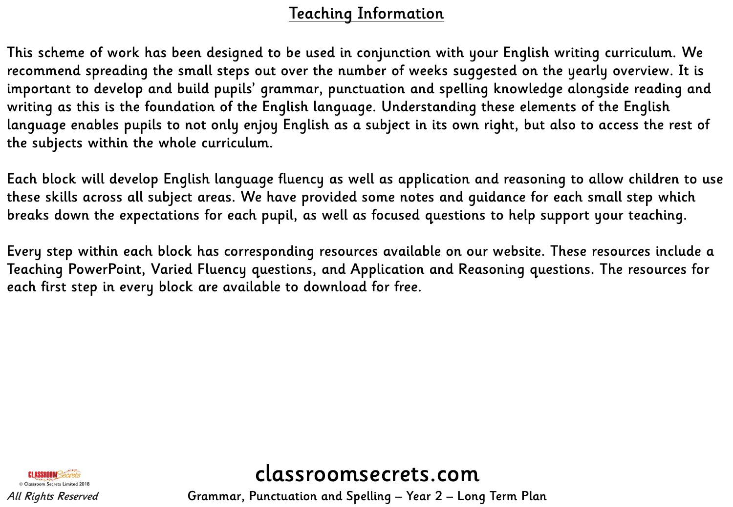# Teaching Information

This scheme of work has been designed to be used in conjunction with your English writing curriculum. We recommend spreading the small steps out over the number of weeks suggested on the yearly overview. It is important to develop and build pupils' grammar, punctuation and spelling knowledge alongside reading and writing as this is the foundation of the English language. Understanding these elements of the English language enables pupils to not only enjoy English as a subject in its own right, but also to access the rest of the subjects within the whole curriculum.

Each block will develop English language fluency as well as application and reasoning to allow children to use these skills across all subject areas. We have provided some notes and guidance for each small step which breaks down the expectations for each pupil, as well as focused questions to help support your teaching.

Every step within each block has corresponding resources available on our website. These resources include a Teaching PowerPoint, Varied Fluency questions, and Application and Reasoning questions. The resources for each first step in every block are available to download for free.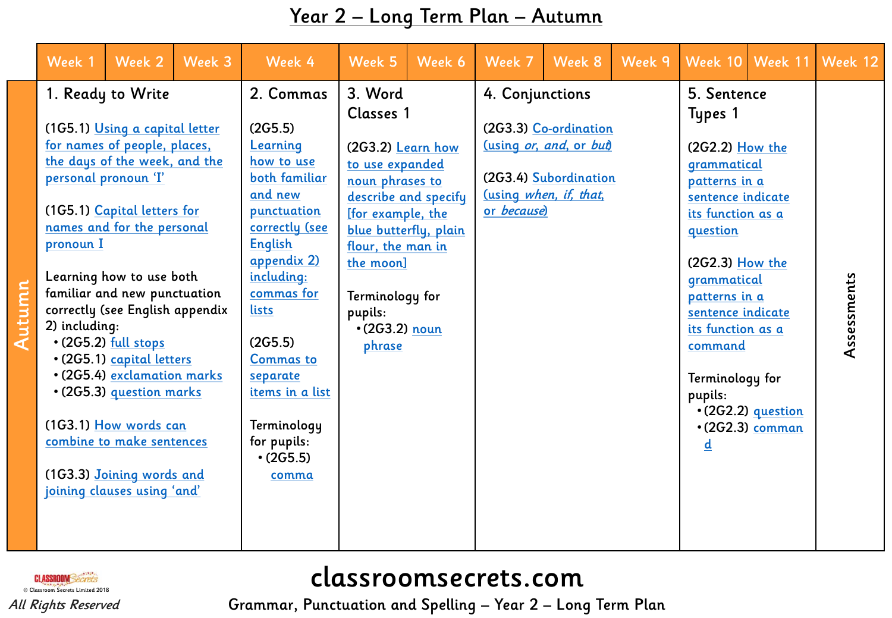# Year 2 – Long Term Plan – Autumn

| | Week 1 | Week 2 | Week 3 | Week 4 | Week 5 | Week 6 | Week 7 | Week 8 | Week 9 | Week 10 | Week 11 | Week 12 |
|---|---|---|---|---|---|---|---|---|---|---|---|---|
| Autumn | **1. Ready to Write**<br><br>(1G5.1) Using a capital letter for names of people, places, the days of the week, and the personal pronoun 'I'<br><br>(1G5.1) Capital letters for names and for the personal pronoun I<br><br>Learning how to use both familiar and new punctuation correctly (see English appendix 2) including:<br>• (2G5.2) full stops<br>• (2G5.1) capital letters<br>• (2G5.4) exclamation marks<br>• (2G5.3) question marks<br><br>(1G3.1) How words can combine to make sentences<br><br>(1G3.3) Joining words and joining clauses using 'and' | | | **2. Commas**<br><br>(2G5.5) Learning how to use both familiar and new punctuation correctly (see English appendix 2) including: commas for lists<br><br>(2G5.5) Commas to separate items in a list<br><br>Terminology for pupils:<br>• (2G5.5) comma | **3. Word Classes 1**<br><br>(2G3.2) Learn how to use expanded noun phrases to describe and specify [for example, the blue butterfly, plain flour, the man in the moon]<br><br>Terminology for pupils:<br>• (2G3.2) noun phrase | | **4. Conjunctions**<br><br>(2G3.3) Co-ordination (using *or*, *and*, or *but*)<br><br>(2G3.4) Subordination (using *when*, *if*, *that*, or *because*) | | | **5. Sentence Types 1**<br><br>(2G2.2) How the grammatical patterns in a sentence indicate its function as a question<br><br>(2G2.3) How the grammatical patterns in a sentence indicate its function as a command<br><br>Terminology for pupils:<br>• (2G2.2) question<br>• (2G2.3) command | | Assessments |

classroomsecrets.com

Grammar, Punctuation and Spelling – Year 2 – Long Term Plan

© Classroom Secrets Limited 2018
All Rights Reserved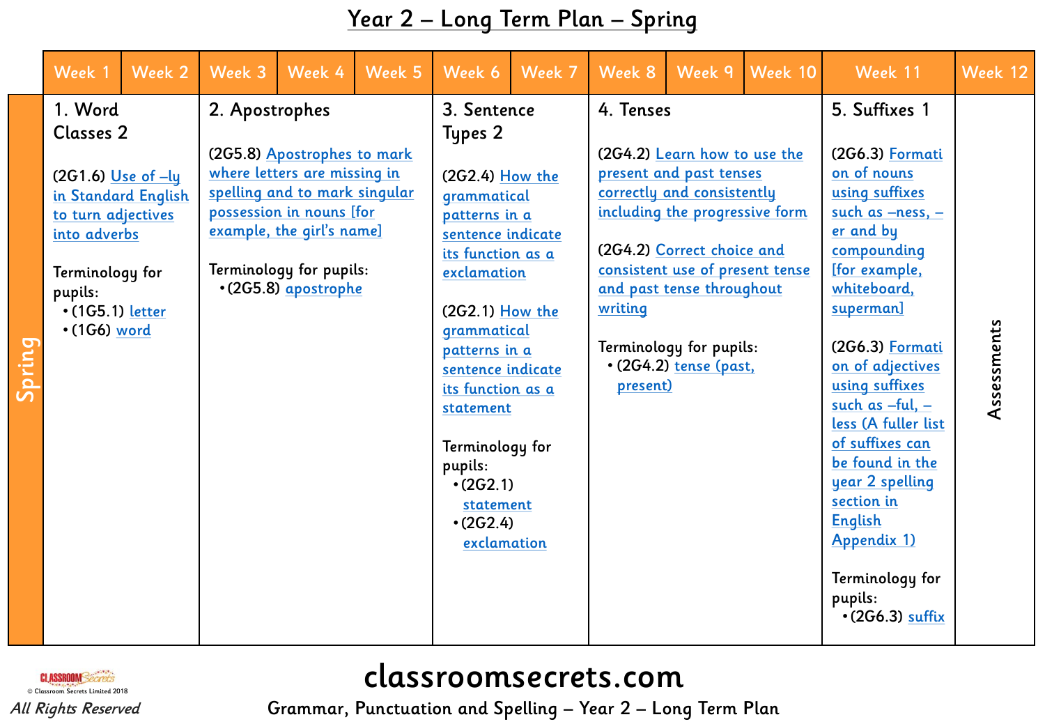# Year 2 – Long Term Plan – Spring

| | Week 1 | Week 2 | Week 3 | Week 4 | Week 5 | Week 6 | Week 7 | Week 8 | Week 9 | Week 10 | Week 11 | Week 12 |
|---|---|---|---|---|---|---|---|---|---|---|---|---|
| Spring | 1. Word Classes 2<br><br>(2G1.6) Use of –ly in Standard English to turn adjectives into adverbs<br><br>Terminology for pupils:<br>• (1G5.1) letter<br>• (1G6) word | | 2. Apostrophes<br><br>(2G5.8) Apostrophes to mark where letters are missing in spelling and to mark singular possession in nouns [for example, the girl's name]<br><br>Terminology for pupils:<br>• (2G5.8) apostrophe | | | 3. Sentence Types 2<br><br>(2G2.4) How the grammatical patterns in a sentence indicate its function as a exclamation<br><br>(2G2.1) How the grammatical patterns in a sentence indicate its function as a statement<br><br>Terminology for pupils:<br>• (2G2.1) statement<br>• (2G2.4) exclamation | | 4. Tenses<br><br>(2G4.2) Learn how to use the present and past tenses correctly and consistently including the progressive form<br><br>(2G4.2) Correct choice and consistent use of present tense and past tense throughout writing<br><br>Terminology for pupils:<br>• (2G4.2) tense (past, present) | | | 5. Suffixes 1<br><br>(2G6.3) Formation of nouns using suffixes such as –ness, –er and by compounding [for example, whiteboard, superman]<br><br>(2G6.3) Formation of adjectives using suffixes such as –ful, –less (A fuller list of suffixes can be found in the year 2 spelling section in English Appendix 1)<br><br>Terminology for pupils:<br>• (2G6.3) suffix | Assessments |

classroomsecrets.com

Grammar, Punctuation and Spelling – Year 2 – Long Term Plan

© Classroom Secrets Limited 2018

*All Rights Reserved*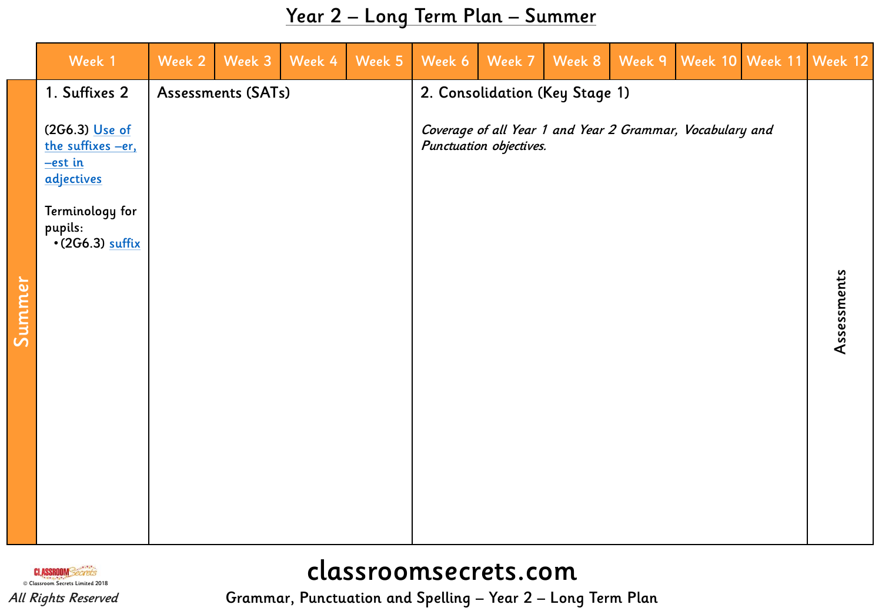# Year 2 – Long Term Plan – Summer

| | Week 1 | Week 2 | Week 3 | Week 4 | Week 5 | Week 6 | Week 7 | Week 8 | Week 9 | Week 10 | Week 11 | Week 12 |
|---|---|---|---|---|---|---|---|---|---|---|---|---|
| Summer | 1. Suffixes 2<br><br>(2G6.3) Use of the suffixes –er, –est in adjectives<br><br>Terminology for pupils:<br>• (2G6.3) suffix | Assessments (SATs) | | | | 2. Consolidation (Key Stage 1)<br><br>*Coverage of all Year 1 and Year 2 Grammar, Vocabulary and Punctuation objectives.* | | | | | | Assessments |

classroomsecrets.com

Grammar, Punctuation and Spelling – Year 2 – Long Term Plan

© Classroom Secrets Limited 2018

*All Rights Reserved*